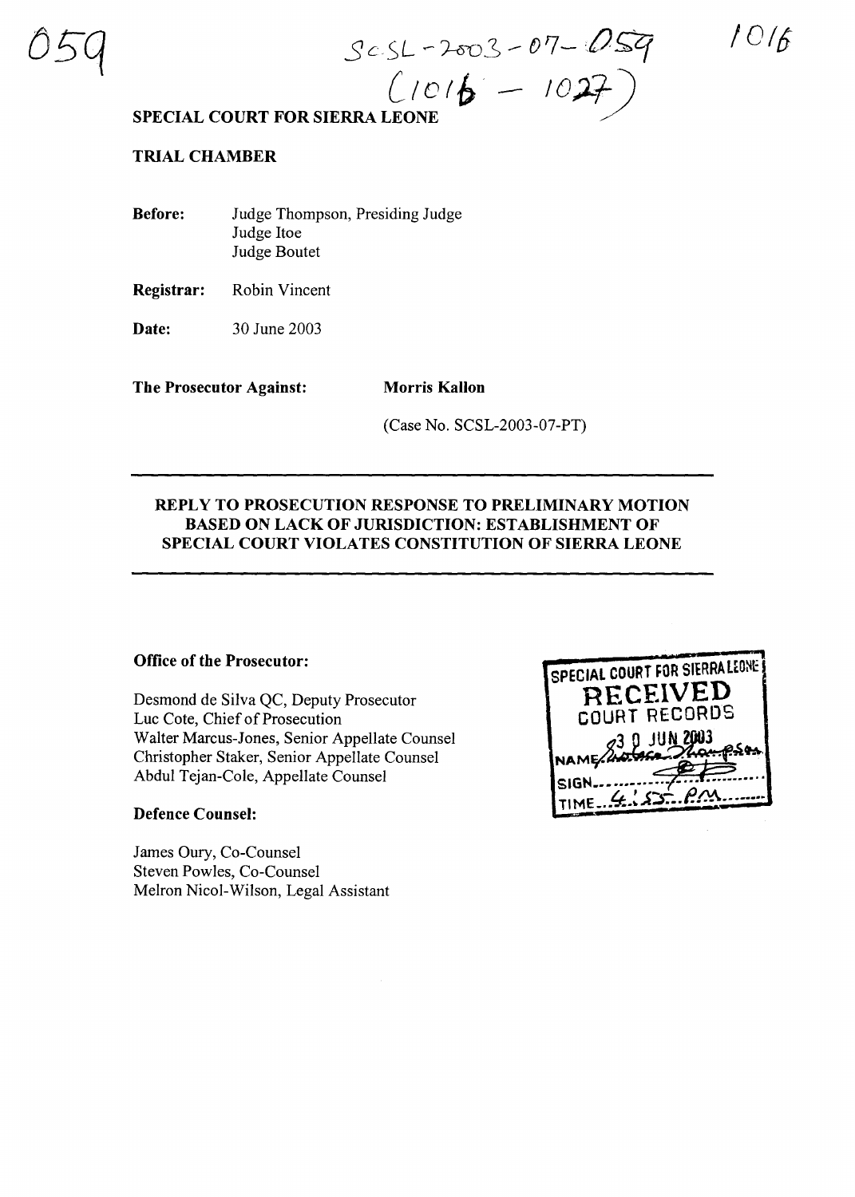059

SCSL-2003-07-059
(1016 – 1027)

1016

**SPECIAL COURT FOR SIERRA LEONE**

**TRIAL CHAMBER**

**Before:** Judge Thompson, Presiding Judge
Judge Itoe
Judge Boutet

**Registrar:** Robin Vincent

**Date:** 30 June 2003

**The Prosecutor Against:** **Morris Kallon**

(Case No. SCSL-2003-07-PT)

---

**REPLY TO PROSECUTION RESPONSE TO PRELIMINARY MOTION BASED ON LACK OF JURISDICTION: ESTABLISHMENT OF SPECIAL COURT VIOLATES CONSTITUTION OF SIERRA LEONE**

---

SPECIAL COURT FOR SIERRA LEONE
RECEIVED
COURT RECORDS
30 JUN 2003
NAME: Sabatu Thompson
SIGN: 
TIME: 4:55 PM

**Office of the Prosecutor:**

Desmond de Silva QC, Deputy Prosecutor
Luc Cote, Chief of Prosecution
Walter Marcus-Jones, Senior Appellate Counsel
Christopher Staker, Senior Appellate Counsel
Abdul Tejan-Cole, Appellate Counsel

**Defence Counsel:**

James Oury, Co-Counsel
Steven Powles, Co-Counsel
Melron Nicol-Wilson, Legal Assistant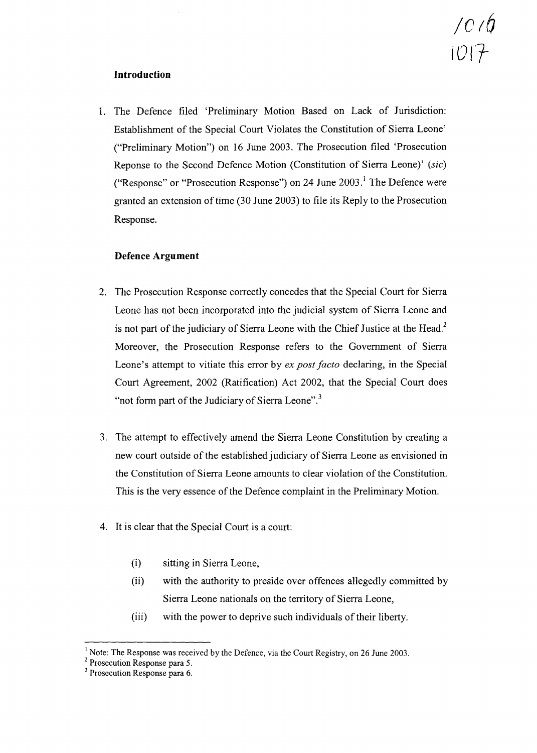### Introduction

1. The Defence filed 'Preliminary Motion Based on Lack of Jurisdiction: Establishment of the Special Court Violates the Constitution of Sierra Leone' ("Preliminary Motion") on 16 June 2003. The Prosecution filed 'Prosecution Reponse to the Second Defence Motion (Constitution of Sierra Leone)' (*sic*) ("Response" or "Prosecution Response") on 24 June 2003.[1] The Defence were granted an extension of time (30 June 2003) to file its Reply to the Prosecution Response.

### Defence Argument

2. The Prosecution Response correctly concedes that the Special Court for Sierra Leone has not been incorporated into the judicial system of Sierra Leone and is not part of the judiciary of Sierra Leone with the Chief Justice at the Head.[2] Moreover, the Prosecution Response refers to the Government of Sierra Leone's attempt to vitiate this error by *ex post facto* declaring, in the Special Court Agreement, 2002 (Ratification) Act 2002, that the Special Court does "not form part of the Judiciary of Sierra Leone".[3]

3. The attempt to effectively amend the Sierra Leone Constitution by creating a new court outside of the established judiciary of Sierra Leone as envisioned in the Constitution of Sierra Leone amounts to clear violation of the Constitution. This is the very essence of the Defence complaint in the Preliminary Motion.

4. It is clear that the Special Court is a court:

   (i) sitting in Sierra Leone,

   (ii) with the authority to preside over offences allegedly committed by Sierra Leone nationals on the territory of Sierra Leone,

   (iii) with the power to deprive such individuals of their liberty.

---

[1] Note: The Response was received by the Defence, via the Court Registry, on 26 June 2003.

[2] Prosecution Response para 5.

[3] Prosecution Response para 6.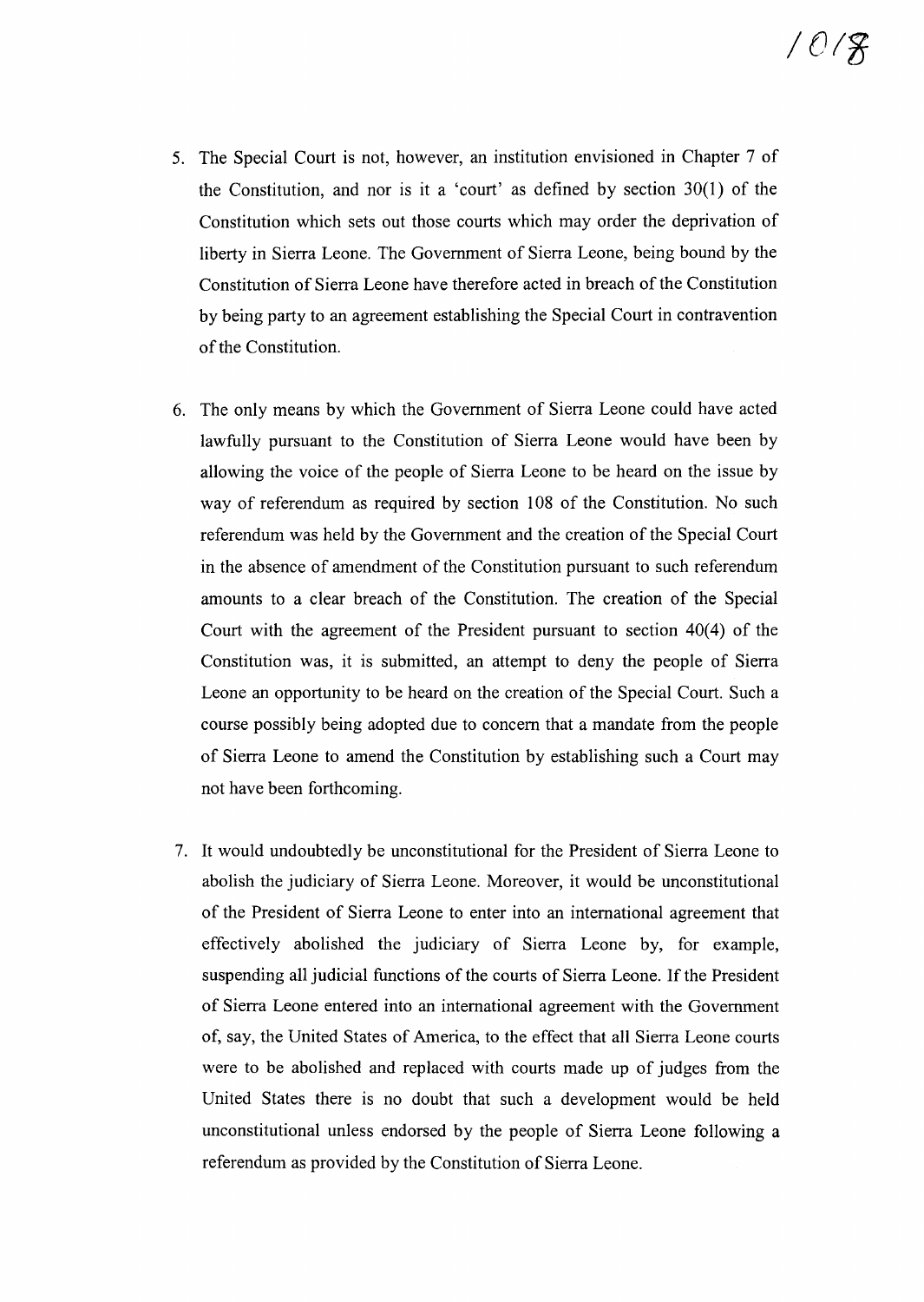5. The Special Court is not, however, an institution envisioned in Chapter 7 of the Constitution, and nor is it a 'court' as defined by section 30(1) of the Constitution which sets out those courts which may order the deprivation of liberty in Sierra Leone. The Government of Sierra Leone, being bound by the Constitution of Sierra Leone have therefore acted in breach of the Constitution by being party to an agreement establishing the Special Court in contravention of the Constitution.

6. The only means by which the Government of Sierra Leone could have acted lawfully pursuant to the Constitution of Sierra Leone would have been by allowing the voice of the people of Sierra Leone to be heard on the issue by way of referendum as required by section 108 of the Constitution. No such referendum was held by the Government and the creation of the Special Court in the absence of amendment of the Constitution pursuant to such referendum amounts to a clear breach of the Constitution. The creation of the Special Court with the agreement of the President pursuant to section 40(4) of the Constitution was, it is submitted, an attempt to deny the people of Sierra Leone an opportunity to be heard on the creation of the Special Court. Such a course possibly being adopted due to concern that a mandate from the people of Sierra Leone to amend the Constitution by establishing such a Court may not have been forthcoming.

7. It would undoubtedly be unconstitutional for the President of Sierra Leone to abolish the judiciary of Sierra Leone. Moreover, it would be unconstitutional of the President of Sierra Leone to enter into an international agreement that effectively abolished the judiciary of Sierra Leone by, for example, suspending all judicial functions of the courts of Sierra Leone. If the President of Sierra Leone entered into an international agreement with the Government of, say, the United States of America, to the effect that all Sierra Leone courts were to be abolished and replaced with courts made up of judges from the United States there is no doubt that such a development would be held unconstitutional unless endorsed by the people of Sierra Leone following a referendum as provided by the Constitution of Sierra Leone.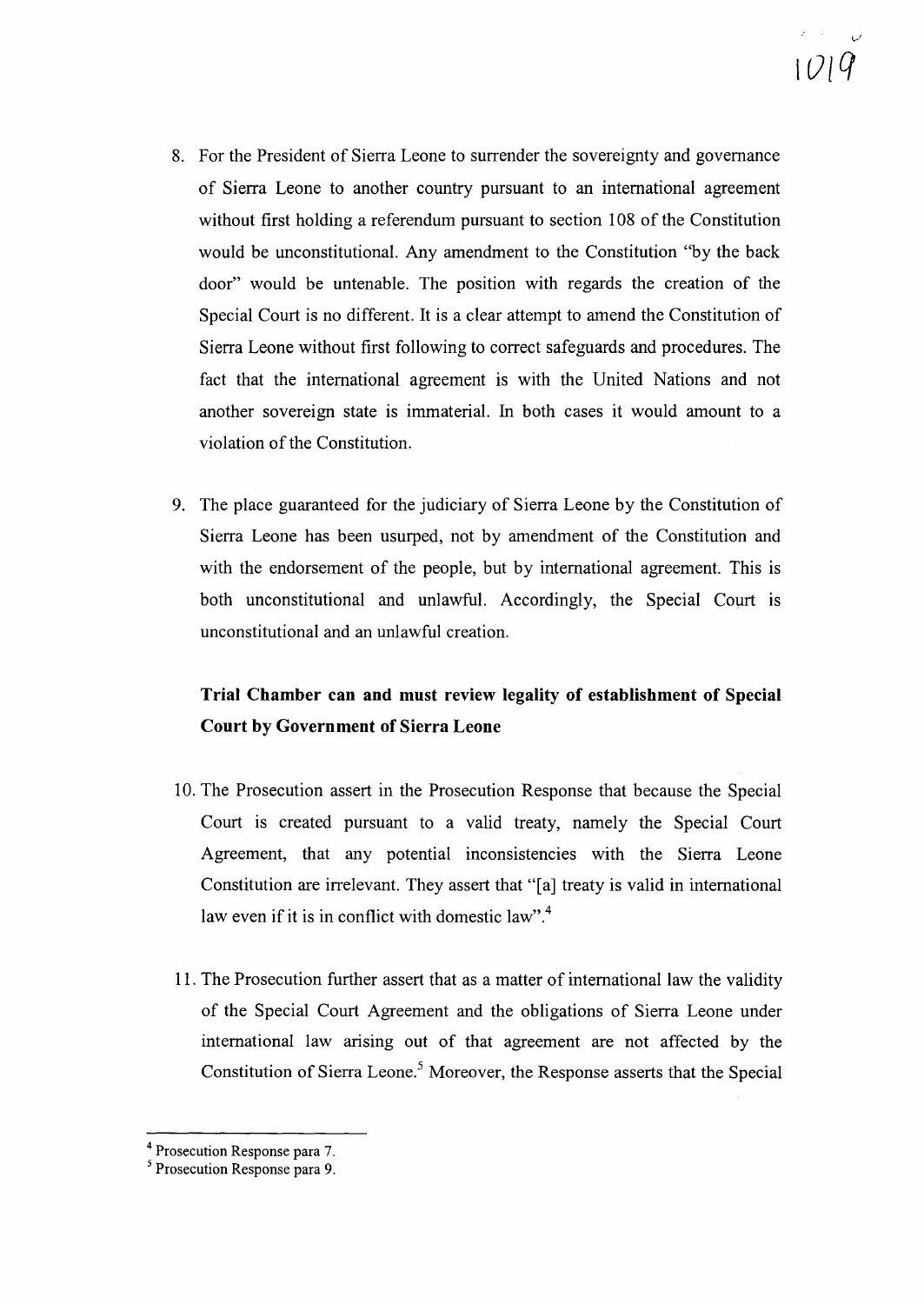8. For the President of Sierra Leone to surrender the sovereignty and governance of Sierra Leone to another country pursuant to an international agreement without first holding a referendum pursuant to section 108 of the Constitution would be unconstitutional. Any amendment to the Constitution "by the back door" would be untenable. The position with regards the creation of the Special Court is no different. It is a clear attempt to amend the Constitution of Sierra Leone without first following to correct safeguards and procedures. The fact that the international agreement is with the United Nations and not another sovereign state is immaterial. In both cases it would amount to a violation of the Constitution.

9. The place guaranteed for the judiciary of Sierra Leone by the Constitution of Sierra Leone has been usurped, not by amendment of the Constitution and with the endorsement of the people, but by international agreement. This is both unconstitutional and unlawful. Accordingly, the Special Court is unconstitutional and an unlawful creation.

**Trial Chamber can and must review legality of establishment of Special Court by Government of Sierra Leone**

10. The Prosecution assert in the Prosecution Response that because the Special Court is created pursuant to a valid treaty, namely the Special Court Agreement, that any potential inconsistencies with the Sierra Leone Constitution are irrelevant. They assert that "[a] treaty is valid in international law even if it is in conflict with domestic law".[4]

11. The Prosecution further assert that as a matter of international law the validity of the Special Court Agreement and the obligations of Sierra Leone under international law arising out of that agreement are not affected by the Constitution of Sierra Leone.[5] Moreover, the Response asserts that the Special

---

[4] Prosecution Response para 7.

[5] Prosecution Response para 9.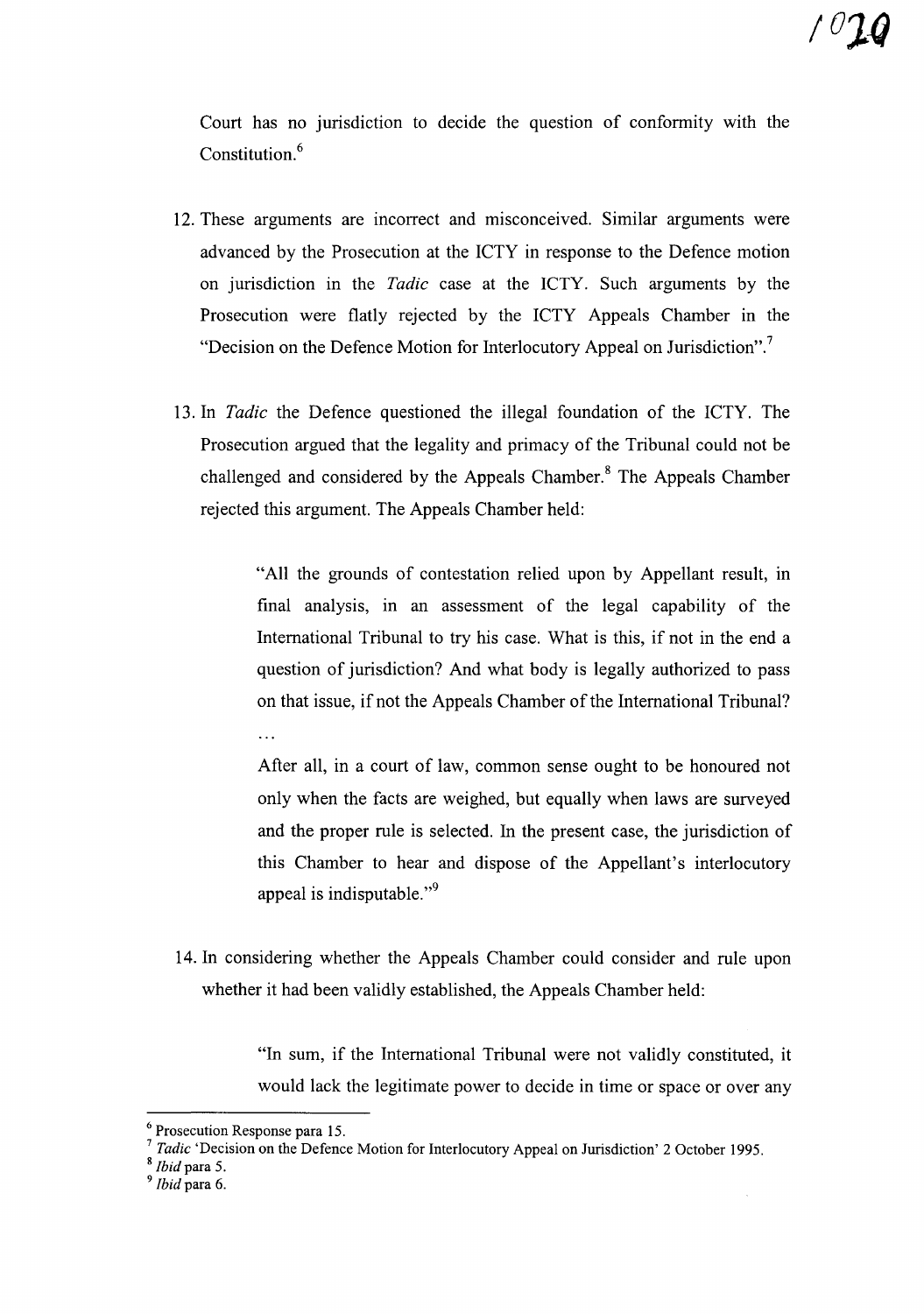Court has no jurisdiction to decide the question of conformity with the Constitution.[6]

12. These arguments are incorrect and misconceived. Similar arguments were advanced by the Prosecution at the ICTY in response to the Defence motion on jurisdiction in the *Tadic* case at the ICTY. Such arguments by the Prosecution were flatly rejected by the ICTY Appeals Chamber in the "Decision on the Defence Motion for Interlocutory Appeal on Jurisdiction".[7]

13. In *Tadic* the Defence questioned the illegal foundation of the ICTY. The Prosecution argued that the legality and primacy of the Tribunal could not be challenged and considered by the Appeals Chamber.[8] The Appeals Chamber rejected this argument. The Appeals Chamber held:

> "All the grounds of contestation relied upon by Appellant result, in final analysis, in an assessment of the legal capability of the International Tribunal to try his case. What is this, if not in the end a question of jurisdiction? And what body is legally authorized to pass on that issue, if not the Appeals Chamber of the International Tribunal?
>
> ...
>
> After all, in a court of law, common sense ought to be honoured not only when the facts are weighed, but equally when laws are surveyed and the proper rule is selected. In the present case, the jurisdiction of this Chamber to hear and dispose of the Appellant's interlocutory appeal is indisputable."[9]

14. In considering whether the Appeals Chamber could consider and rule upon whether it had been validly established, the Appeals Chamber held:

> "In sum, if the International Tribunal were not validly constituted, it would lack the legitimate power to decide in time or space or over any

---

[6] Prosecution Response para 15.

[7] *Tadic* 'Decision on the Defence Motion for Interlocutory Appeal on Jurisdiction' 2 October 1995.

[8] *Ibid* para 5.

[9] *Ibid* para 6.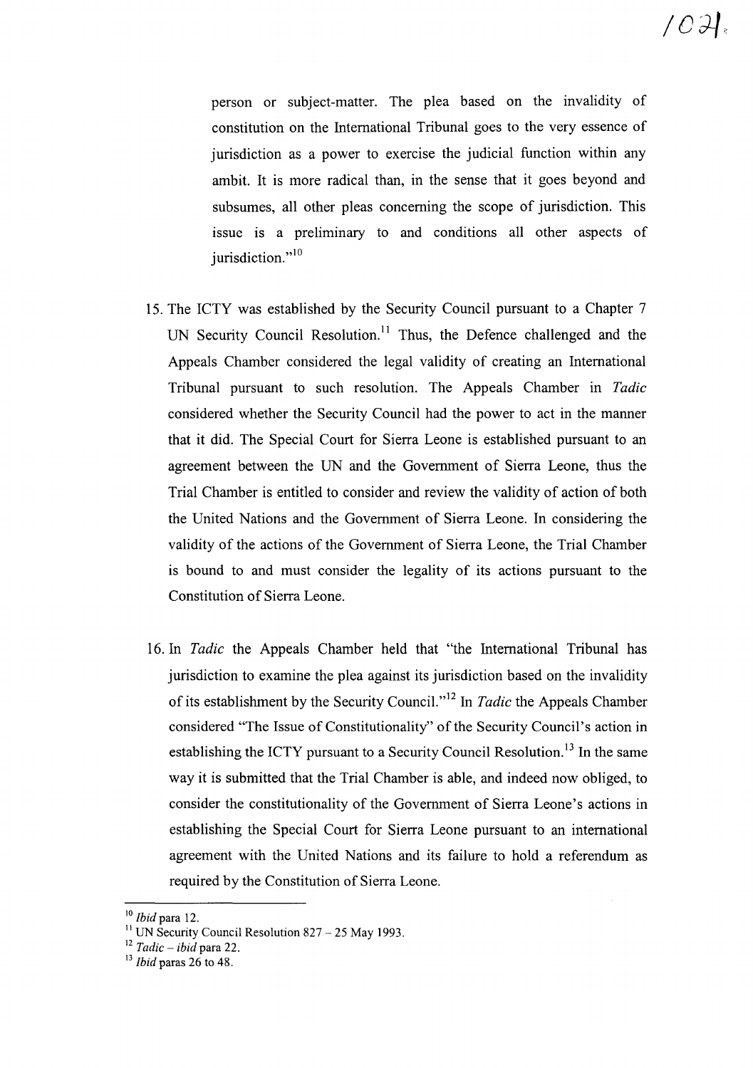person or subject-matter. The plea based on the invalidity of constitution on the International Tribunal goes to the very essence of jurisdiction as a power to exercise the judicial function within any ambit. It is more radical than, in the sense that it goes beyond and subsumes, all other pleas concerning the scope of jurisdiction. This issue is a preliminary to and conditions all other aspects of jurisdiction."[10]

15. The ICTY was established by the Security Council pursuant to a Chapter 7 UN Security Council Resolution.[11] Thus, the Defence challenged and the Appeals Chamber considered the legal validity of creating an International Tribunal pursuant to such resolution. The Appeals Chamber in *Tadic* considered whether the Security Council had the power to act in the manner that it did. The Special Court for Sierra Leone is established pursuant to an agreement between the UN and the Government of Sierra Leone, thus the Trial Chamber is entitled to consider and review the validity of action of both the United Nations and the Government of Sierra Leone. In considering the validity of the actions of the Government of Sierra Leone, the Trial Chamber is bound to and must consider the legality of its actions pursuant to the Constitution of Sierra Leone.

16. In *Tadic* the Appeals Chamber held that "the International Tribunal has jurisdiction to examine the plea against its jurisdiction based on the invalidity of its establishment by the Security Council."[12] In *Tadic* the Appeals Chamber considered "The Issue of Constitutionality" of the Security Council's action in establishing the ICTY pursuant to a Security Council Resolution.[13] In the same way it is submitted that the Trial Chamber is able, and indeed now obliged, to consider the constitutionality of the Government of Sierra Leone's actions in establishing the Special Court for Sierra Leone pursuant to an international agreement with the United Nations and its failure to hold a referendum as required by the Constitution of Sierra Leone.

---

[10] *Ibid* para 12.

[11] UN Security Council Resolution 827 – 25 May 1993.

[12] *Tadic – ibid* para 22.

[13] *Ibid* paras 26 to 48.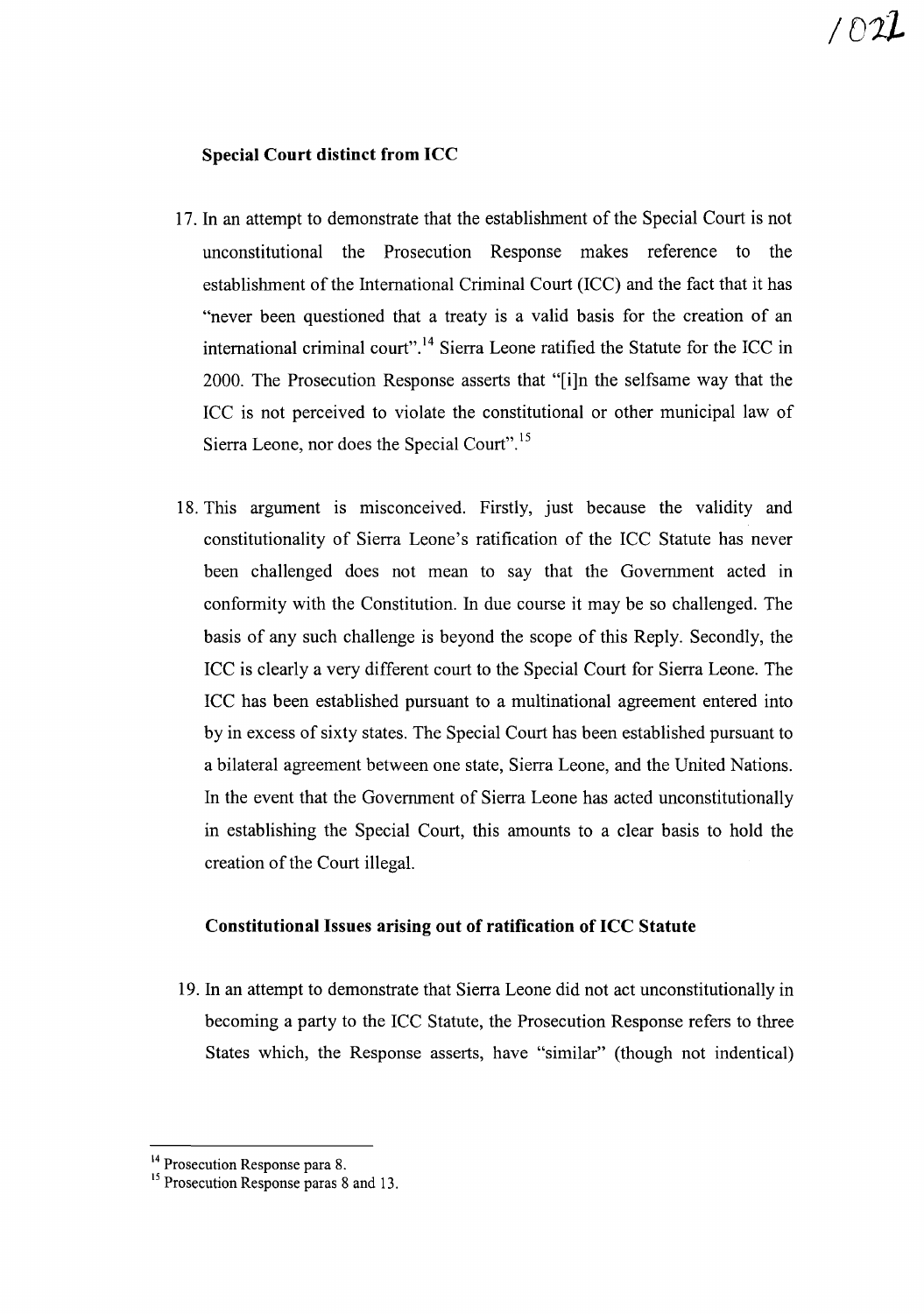**Special Court distinct from ICC**

17. In an attempt to demonstrate that the establishment of the Special Court is not unconstitutional the Prosecution Response makes reference to the establishment of the International Criminal Court (ICC) and the fact that it has "never been questioned that a treaty is a valid basis for the creation of an international criminal court".[14] Sierra Leone ratified the Statute for the ICC in 2000. The Prosecution Response asserts that "[i]n the selfsame way that the ICC is not perceived to violate the constitutional or other municipal law of Sierra Leone, nor does the Special Court".[15]

18. This argument is misconceived. Firstly, just because the validity and constitutionality of Sierra Leone's ratification of the ICC Statute has never been challenged does not mean to say that the Government acted in conformity with the Constitution. In due course it may be so challenged. The basis of any such challenge is beyond the scope of this Reply. Secondly, the ICC is clearly a very different court to the Special Court for Sierra Leone. The ICC has been established pursuant to a multinational agreement entered into by in excess of sixty states. The Special Court has been established pursuant to a bilateral agreement between one state, Sierra Leone, and the United Nations. In the event that the Government of Sierra Leone has acted unconstitutionally in establishing the Special Court, this amounts to a clear basis to hold the creation of the Court illegal.

**Constitutional Issues arising out of ratification of ICC Statute**

19. In an attempt to demonstrate that Sierra Leone did not act unconstitutionally in becoming a party to the ICC Statute, the Prosecution Response refers to three States which, the Response asserts, have "similar" (though not indentical)

---

[14] Prosecution Response para 8.

[15] Prosecution Response paras 8 and 13.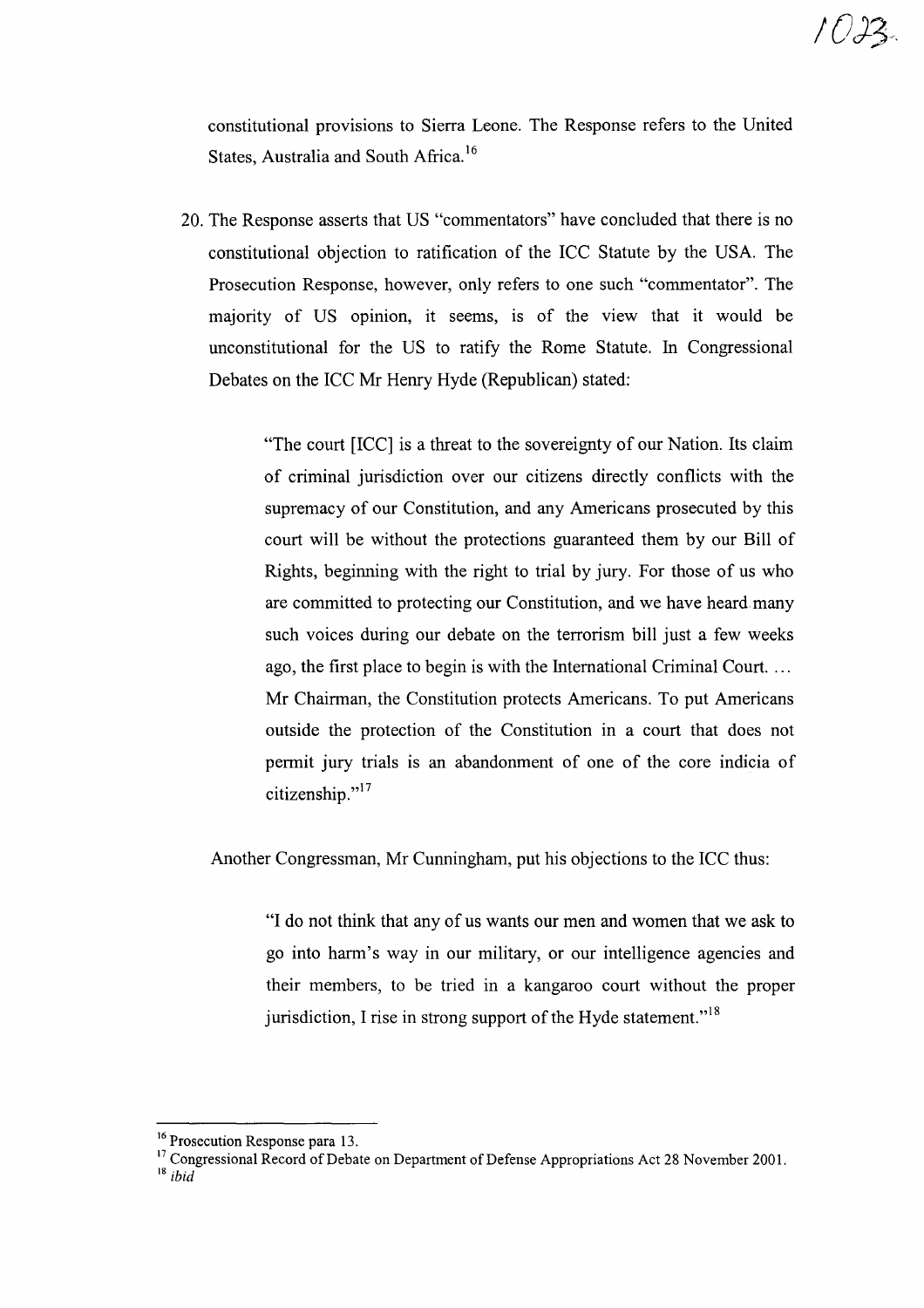constitutional provisions to Sierra Leone. The Response refers to the United States, Australia and South Africa.[16]

20. The Response asserts that US "commentators" have concluded that there is no constitutional objection to ratification of the ICC Statute by the USA. The Prosecution Response, however, only refers to one such "commentator". The majority of US opinion, it seems, is of the view that it would be unconstitutional for the US to ratify the Rome Statute. In Congressional Debates on the ICC Mr Henry Hyde (Republican) stated:

> "The court [ICC] is a threat to the sovereignty of our Nation. Its claim of criminal jurisdiction over our citizens directly conflicts with the supremacy of our Constitution, and any Americans prosecuted by this court will be without the protections guaranteed them by our Bill of Rights, beginning with the right to trial by jury. For those of us who are committed to protecting our Constitution, and we have heard many such voices during our debate on the terrorism bill just a few weeks ago, the first place to begin is with the International Criminal Court. … Mr Chairman, the Constitution protects Americans. To put Americans outside the protection of the Constitution in a court that does not permit jury trials is an abandonment of one of the core indicia of citizenship."[17]

Another Congressman, Mr Cunningham, put his objections to the ICC thus:

> "I do not think that any of us wants our men and women that we ask to go into harm's way in our military, or our intelligence agencies and their members, to be tried in a kangaroo court without the proper jurisdiction, I rise in strong support of the Hyde statement."[18]

---

[16] Prosecution Response para 13.

[17] Congressional Record of Debate on Department of Defense Appropriations Act 28 November 2001.

[18] *ibid*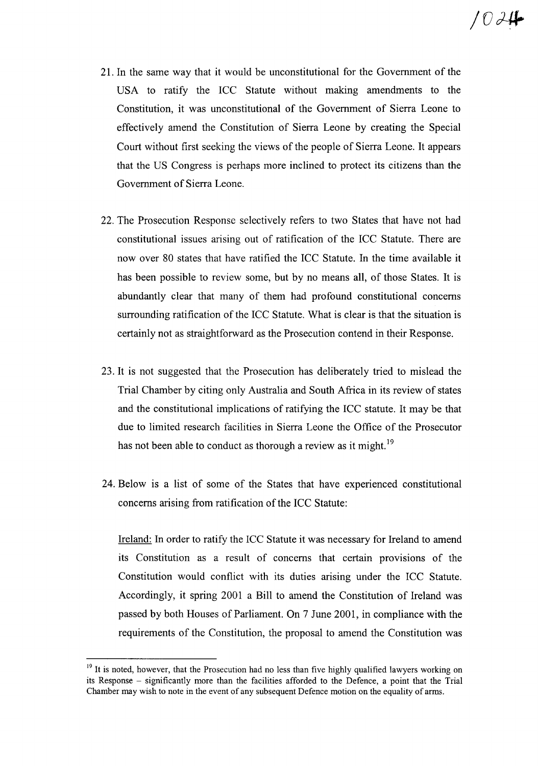21. In the same way that it would be unconstitutional for the Government of the USA to ratify the ICC Statute without making amendments to the Constitution, it was unconstitutional of the Government of Sierra Leone to effectively amend the Constitution of Sierra Leone by creating the Special Court without first seeking the views of the people of Sierra Leone. It appears that the US Congress is perhaps more inclined to protect its citizens than the Government of Sierra Leone.

22. The Prosecution Response selectively refers to two States that have not had constitutional issues arising out of ratification of the ICC Statute. There are now over 80 states that have ratified the ICC Statute. In the time available it has been possible to review some, but by no means all, of those States. It is abundantly clear that many of them had profound constitutional concerns surrounding ratification of the ICC Statute. What is clear is that the situation is certainly not as straightforward as the Prosecution contend in their Response.

23. It is not suggested that the Prosecution has deliberately tried to mislead the Trial Chamber by citing only Australia and South Africa in its review of states and the constitutional implications of ratifying the ICC statute. It may be that due to limited research facilities in Sierra Leone the Office of the Prosecutor has not been able to conduct as thorough a review as it might.[19]

24. Below is a list of some of the States that have experienced constitutional concerns arising from ratification of the ICC Statute:

<u>Ireland:</u> In order to ratify the ICC Statute it was necessary for Ireland to amend its Constitution as a result of concerns that certain provisions of the Constitution would conflict with its duties arising under the ICC Statute. Accordingly, it spring 2001 a Bill to amend the Constitution of Ireland was passed by both Houses of Parliament. On 7 June 2001, in compliance with the requirements of the Constitution, the proposal to amend the Constitution was

---

[19] It is noted, however, that the Prosecution had no less than five highly qualified lawyers working on its Response – significantly more than the facilities afforded to the Defence, a point that the Trial Chamber may wish to note in the event of any subsequent Defence motion on the equality of arms.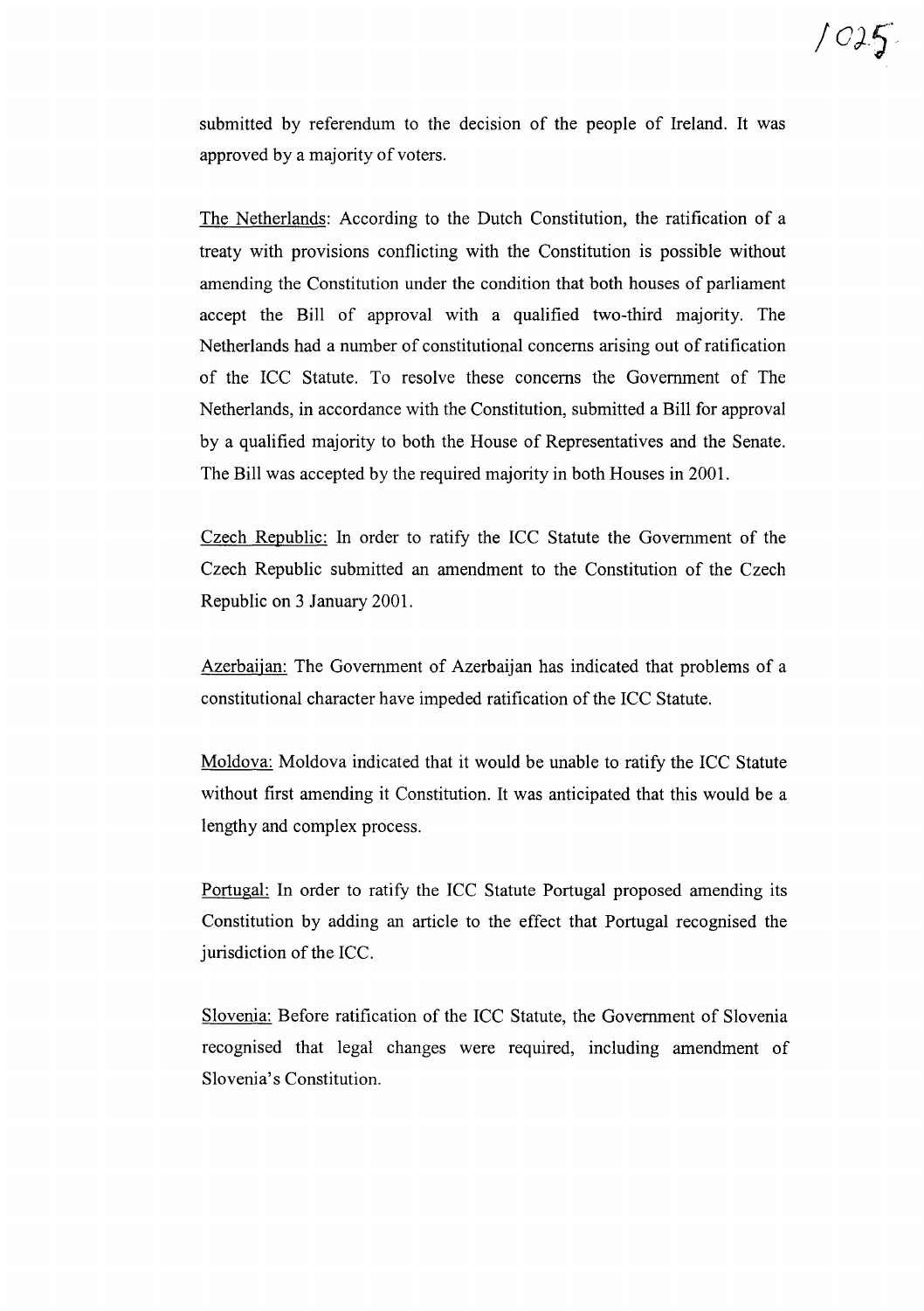submitted by referendum to the decision of the people of Ireland. It was approved by a majority of voters.

The Netherlands: According to the Dutch Constitution, the ratification of a treaty with provisions conflicting with the Constitution is possible without amending the Constitution under the condition that both houses of parliament accept the Bill of approval with a qualified two-third majority. The Netherlands had a number of constitutional concerns arising out of ratification of the ICC Statute. To resolve these concerns the Government of The Netherlands, in accordance with the Constitution, submitted a Bill for approval by a qualified majority to both the House of Representatives and the Senate. The Bill was accepted by the required majority in both Houses in 2001.

Czech Republic: In order to ratify the ICC Statute the Government of the Czech Republic submitted an amendment to the Constitution of the Czech Republic on 3 January 2001.

Azerbaijan: The Government of Azerbaijan has indicated that problems of a constitutional character have impeded ratification of the ICC Statute.

Moldova: Moldova indicated that it would be unable to ratify the ICC Statute without first amending it Constitution. It was anticipated that this would be a lengthy and complex process.

Portugal: In order to ratify the ICC Statute Portugal proposed amending its Constitution by adding an article to the effect that Portugal recognised the jurisdiction of the ICC.

Slovenia: Before ratification of the ICC Statute, the Government of Slovenia recognised that legal changes were required, including amendment of Slovenia's Constitution.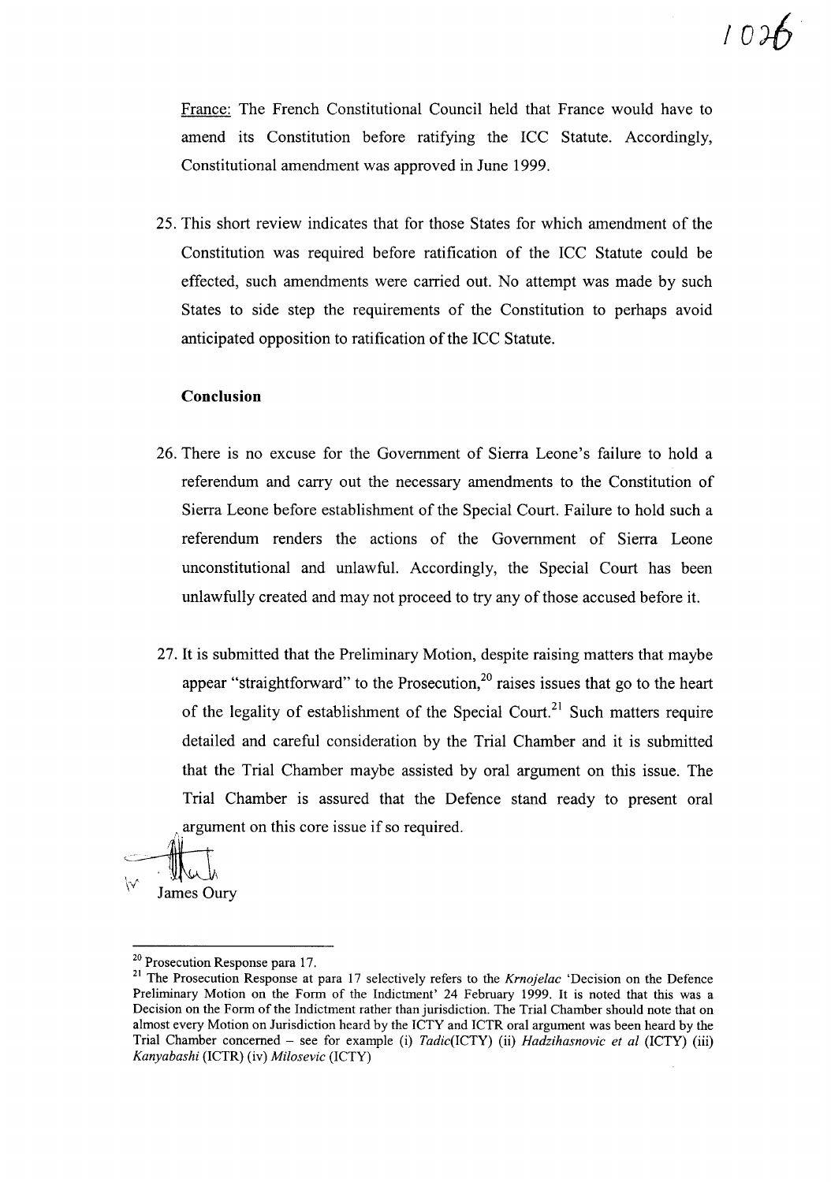France: The French Constitutional Council held that France would have to amend its Constitution before ratifying the ICC Statute. Accordingly, Constitutional amendment was approved in June 1999.

25. This short review indicates that for those States for which amendment of the Constitution was required before ratification of the ICC Statute could be effected, such amendments were carried out. No attempt was made by such States to side step the requirements of the Constitution to perhaps avoid anticipated opposition to ratification of the ICC Statute.

**Conclusion**

26. There is no excuse for the Government of Sierra Leone's failure to hold a referendum and carry out the necessary amendments to the Constitution of Sierra Leone before establishment of the Special Court. Failure to hold such a referendum renders the actions of the Government of Sierra Leone unconstitutional and unlawful. Accordingly, the Special Court has been unlawfully created and may not proceed to try any of those accused before it.

27. It is submitted that the Preliminary Motion, despite raising matters that maybe appear "straightforward" to the Prosecution,[20] raises issues that go to the heart of the legality of establishment of the Special Court.[21] Such matters require detailed and careful consideration by the Trial Chamber and it is submitted that the Trial Chamber maybe assisted by oral argument on this issue. The Trial Chamber is assured that the Defence stand ready to present oral argument on this core issue if so required.

James Oury

---

[20] Prosecution Response para 17.

[21] The Prosecution Response at para 17 selectively refers to the *Krnojelac* 'Decision on the Defence Preliminary Motion on the Form of the Indictment' 24 February 1999. It is noted that this was a Decision on the Form of the Indictment rather than jurisdiction. The Trial Chamber should note that on almost every Motion on Jurisdiction heard by the ICTY and ICTR oral argument was been heard by the Trial Chamber concerned – see for example (i) *Tadic*(ICTY) (ii) *Hadzihasnovic et al* (ICTY) (iii) *Kanyabashi* (ICTR) (iv) *Milosevic* (ICTY)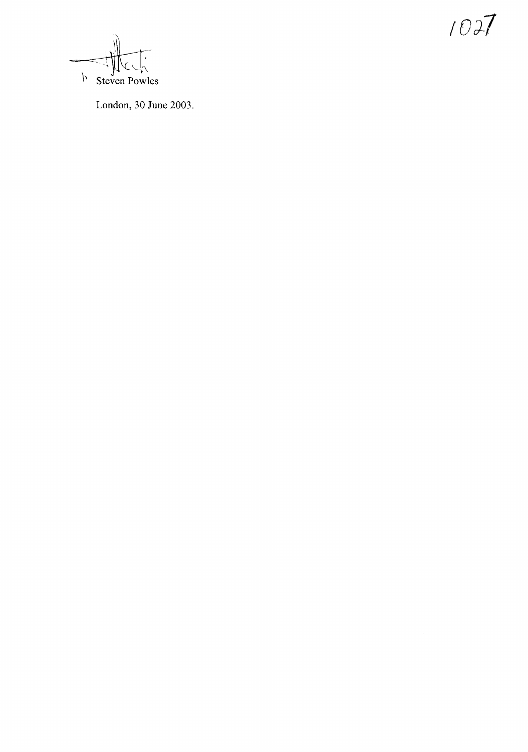Steven Powles

London, 30 June 2003.